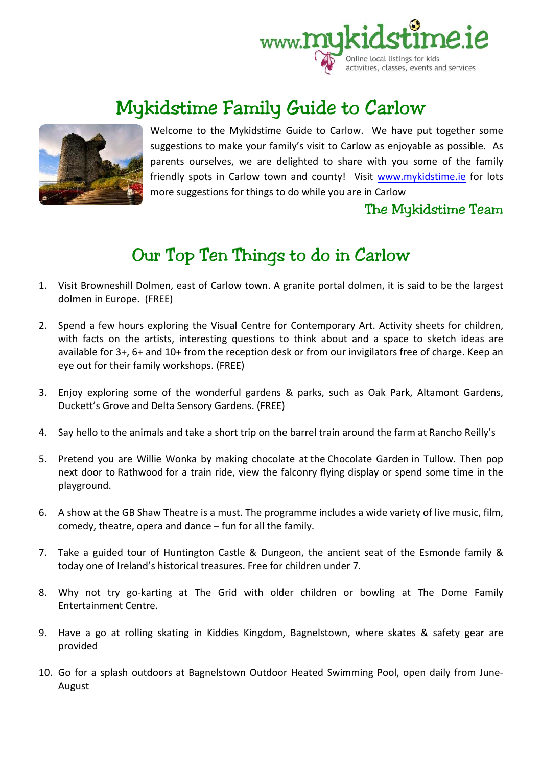www.mykidstime.ie
Online local listings for kids activities, classes, events and services

# Mykidstime Family Guide to Carlow

Welcome to the Mykidstime Guide to Carlow. We have put together some suggestions to make your family's visit to Carlow as enjoyable as possible. As parents ourselves, we are delighted to share with you some of the family friendly spots in Carlow town and county! Visit [www.mykidstime.ie](http://www.mykidstime.ie) for lots more suggestions for things to do while you are in Carlow

The Mykidstime Team

## Our Top Ten Things to do in Carlow

1. Visit Browneshill Dolmen, east of Carlow town. A granite portal dolmen, it is said to be the largest dolmen in Europe. (FREE)

2. Spend a few hours exploring the Visual Centre for Contemporary Art. Activity sheets for children, with facts on the artists, interesting questions to think about and a space to sketch ideas are available for 3+, 6+ and 10+ from the reception desk or from our invigilators free of charge. Keep an eye out for their family workshops. (FREE)

3. Enjoy exploring some of the wonderful gardens & parks, such as Oak Park, Altamont Gardens, Duckett's Grove and Delta Sensory Gardens. (FREE)

4. Say hello to the animals and take a short trip on the barrel train around the farm at Rancho Reilly's

5. Pretend you are Willie Wonka by making chocolate at the Chocolate Garden in Tullow. Then pop next door to Rathwood for a train ride, view the falconry flying display or spend some time in the playground.

6. A show at the GB Shaw Theatre is a must. The programme includes a wide variety of live music, film, comedy, theatre, opera and dance – fun for all the family.

7. Take a guided tour of Huntington Castle & Dungeon, the ancient seat of the Esmonde family & today one of Ireland's historical treasures. Free for children under 7.

8. Why not try go-karting at The Grid with older children or bowling at The Dome Family Entertainment Centre.

9. Have a go at rolling skating in Kiddies Kingdom, Bagnelstown, where skates & safety gear are provided

10. Go for a splash outdoors at Bagnelstown Outdoor Heated Swimming Pool, open daily from June-August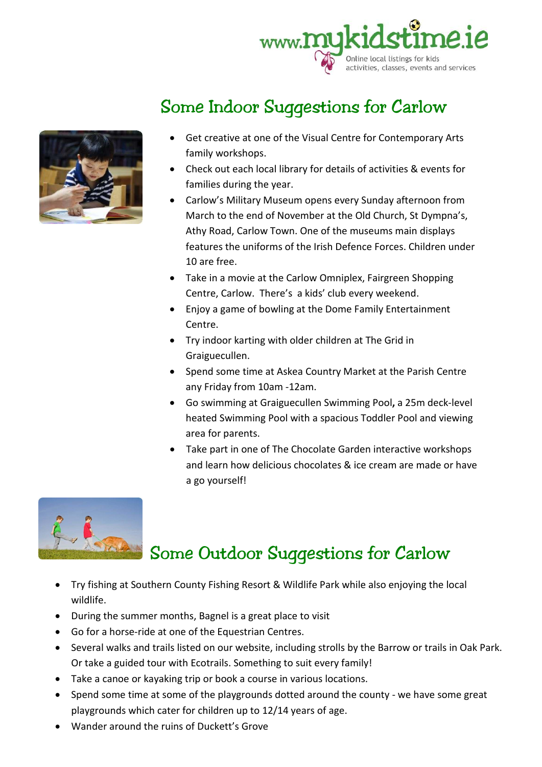## Some Indoor Suggestions for Carlow

- Get creative at one of the Visual Centre for Contemporary Arts family workshops.
- Check out each local library for details of activities & events for families during the year.
- Carlow's Military Museum opens every Sunday afternoon from March to the end of November at the Old Church, St Dympna's, Athy Road, Carlow Town. One of the museums main displays features the uniforms of the Irish Defence Forces. Children under 10 are free.
- Take in a movie at the Carlow Omniplex, Fairgreen Shopping Centre, Carlow. There's a kids' club every weekend.
- Enjoy a game of bowling at the Dome Family Entertainment Centre.
- Try indoor karting with older children at The Grid in Graiguecullen.
- Spend some time at Askea Country Market at the Parish Centre any Friday from 10am -12am.
- Go swimming at Graiguecullen Swimming Pool**,** a 25m deck-level heated Swimming Pool with a spacious Toddler Pool and viewing area for parents.
- Take part in one of The Chocolate Garden interactive workshops and learn how delicious chocolates & ice cream are made or have a go yourself!

## Some Outdoor Suggestions for Carlow

- Try fishing at Southern County Fishing Resort & Wildlife Park while also enjoying the local wildlife.
- During the summer months, Bagnel is a great place to visit
- Go for a horse-ride at one of the Equestrian Centres.
- Several walks and trails listed on our website, including strolls by the Barrow or trails in Oak Park. Or take a guided tour with Ecotrails. Something to suit every family!
- Take a canoe or kayaking trip or book a course in various locations.
- Spend some time at some of the playgrounds dotted around the county - we have some great playgrounds which cater for children up to 12/14 years of age.
- Wander around the ruins of Duckett's Grove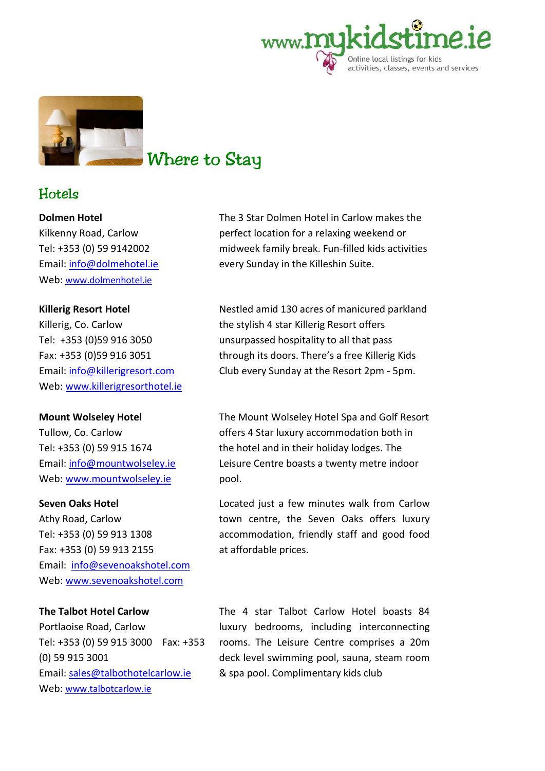# Where to Stay

## Hotels

**Dolmen Hotel**
Kilkenny Road, Carlow
Tel: +353 (0) 59 9142002
Email: info@dolmehotel.ie
Web: www.dolmenhotel.ie

The 3 Star Dolmen Hotel in Carlow makes the perfect location for a relaxing weekend or midweek family break. Fun-filled kids activities every Sunday in the Killeshin Suite.

**Killerig Resort Hotel**
Killerig, Co. Carlow
Tel: +353 (0)59 916 3050
Fax: +353 (0)59 916 3051
Email: info@killerigresort.com
Web: www.killerigresorthotel.ie

Nestled amid 130 acres of manicured parkland the stylish 4 star Killerig Resort offers unsurpassed hospitality to all that pass through its doors. There's a free Killerig Kids Club every Sunday at the Resort 2pm - 5pm.

**Mount Wolseley Hotel**
Tullow, Co. Carlow
Tel: +353 (0) 59 915 1674
Email: info@mountwolseley.ie
Web: www.mountwolseley.ie

The Mount Wolseley Hotel Spa and Golf Resort offers 4 Star luxury accommodation both in the hotel and in their holiday lodges. The Leisure Centre boasts a twenty metre indoor pool.

**Seven Oaks Hotel**
Athy Road, Carlow
Tel: +353 (0) 59 913 1308
Fax: +353 (0) 59 913 2155
Email: info@sevenoakshotel.com
Web: www.sevenoakshotel.com

Located just a few minutes walk from Carlow town centre, the Seven Oaks offers luxury accommodation, friendly staff and good food at affordable prices.

**The Talbot Hotel Carlow**
Portlaoise Road, Carlow
Tel: +353 (0) 59 915 3000 Fax: +353 (0) 59 915 3001
Email: sales@talbothotelcarlow.ie
Web: www.talbotcarlow.ie

The 4 star Talbot Carlow Hotel boasts 84 luxury bedrooms, including interconnecting rooms. The Leisure Centre comprises a 20m deck level swimming pool, sauna, steam room & spa pool. Complimentary kids club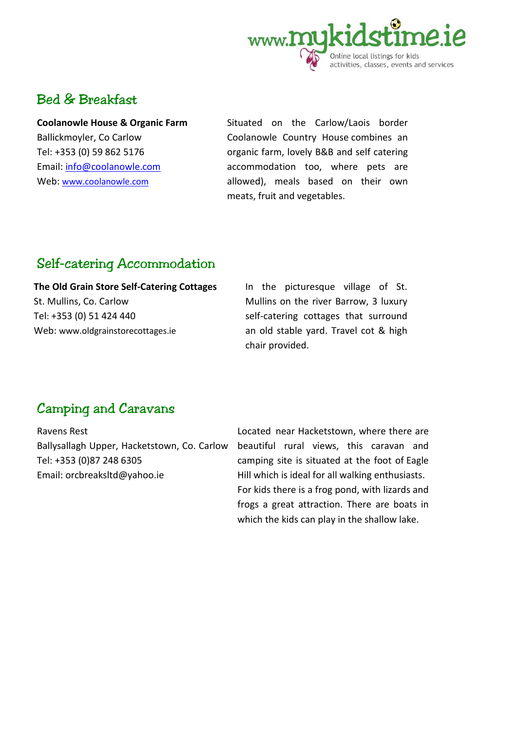## Bed & Breakfast

**Coolanowle House & Organic Farm**
Ballickmoyler, Co Carlow
Tel: +353 (0) 59 862 5176
Email: info@coolanowle.com
Web: www.coolanowle.com

Situated on the Carlow/Laois border Coolanowle Country House combines an organic farm, lovely B&B and self catering accommodation too, where pets are allowed), meals based on their own meats, fruit and vegetables.

## Self-catering Accommodation

**The Old Grain Store Self-Catering Cottages**
St. Mullins, Co. Carlow
Tel: +353 (0) 51 424 440
Web: www.oldgrainstorecottages.ie

In the picturesque village of St. Mullins on the river Barrow, 3 luxury self-catering cottages that surround an old stable yard. Travel cot & high chair provided.

## Camping and Caravans

Ravens Rest
Ballysallagh Upper, Hacketstown, Co. Carlow
Tel: +353 (0)87 248 6305
Email: orcbreaksltd@yahoo.ie

Located near Hacketstown, where there are beautiful rural views, this caravan and camping site is situated at the foot of Eagle Hill which is ideal for all walking enthusiasts. For kids there is a frog pond, with lizards and frogs a great attraction. There are boats in which the kids can play in the shallow lake.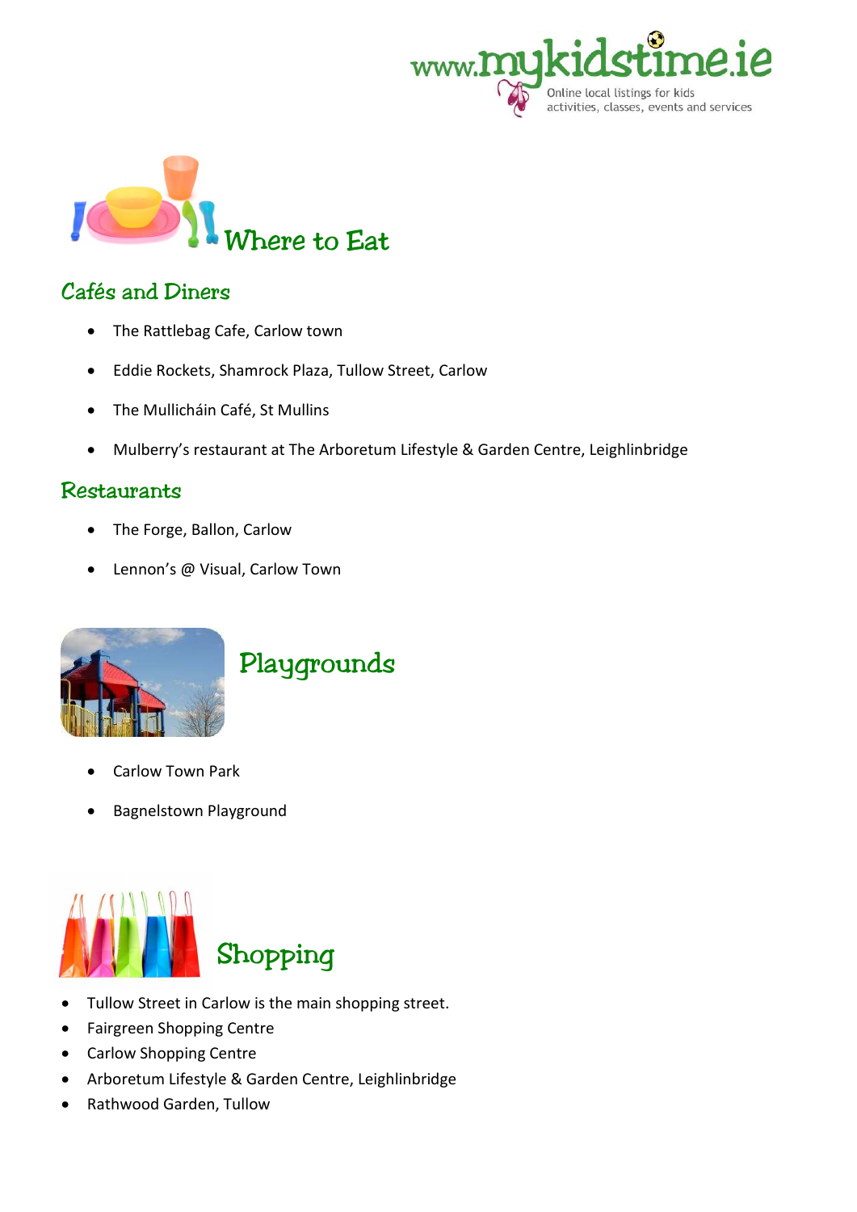# Where to Eat

## Cafés and Diners

- The Rattlebag Cafe, Carlow town
- Eddie Rockets, Shamrock Plaza, Tullow Street, Carlow
- The Mullicháin Café, St Mullins
- Mulberry's restaurant at The Arboretum Lifestyle & Garden Centre, Leighlinbridge

## Restaurants

- The Forge, Ballon, Carlow
- Lennon's @ Visual, Carlow Town

# Playgrounds

- Carlow Town Park
- Bagnelstown Playground

# Shopping

- Tullow Street in Carlow is the main shopping street.
- Fairgreen Shopping Centre
- Carlow Shopping Centre
- Arboretum Lifestyle & Garden Centre, Leighlinbridge
- Rathwood Garden, Tullow